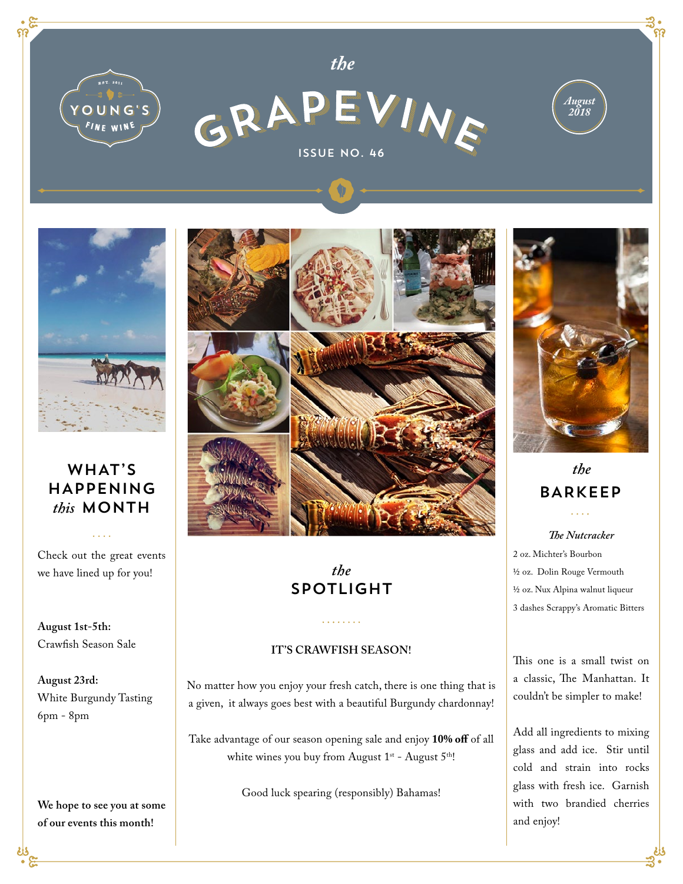# the GRAPEVINE

YOUNG'S FINE WINE — EST. 2011

ISSUE NO. 46

*August 2018*

## WHAT'S HAPPENING *this* MONTH

Check out the great events we have lined up for you!

**August 1st-5th:**
Crawfish Season Sale

**August 23rd:**
White Burgundy Tasting
6pm - 8pm

**We hope to see you at some of our events this month!**

## *the* SPOTLIGHT

**IT'S CRAWFISH SEASON!**

No matter how you enjoy your fresh catch, there is one thing that is a given, it always goes best with a beautiful Burgundy chardonnay!

Take advantage of our season opening sale and enjoy **10% off** of all white wines you buy from August 1st - August 5th!

Good luck spearing (responsibly) Bahamas!

## *the* BARKEEP

***The Nutcracker***

2 oz. Michter's Bourbon
½ oz. Dolin Rouge Vermouth
½ oz. Nux Alpina walnut liqueur
3 dashes Scrappy's Aromatic Bitters

This one is a small twist on a classic, The Manhattan. It couldn't be simpler to make!

Add all ingredients to mixing glass and add ice. Stir until cold and strain into rocks glass with fresh ice. Garnish with two brandied cherries and enjoy!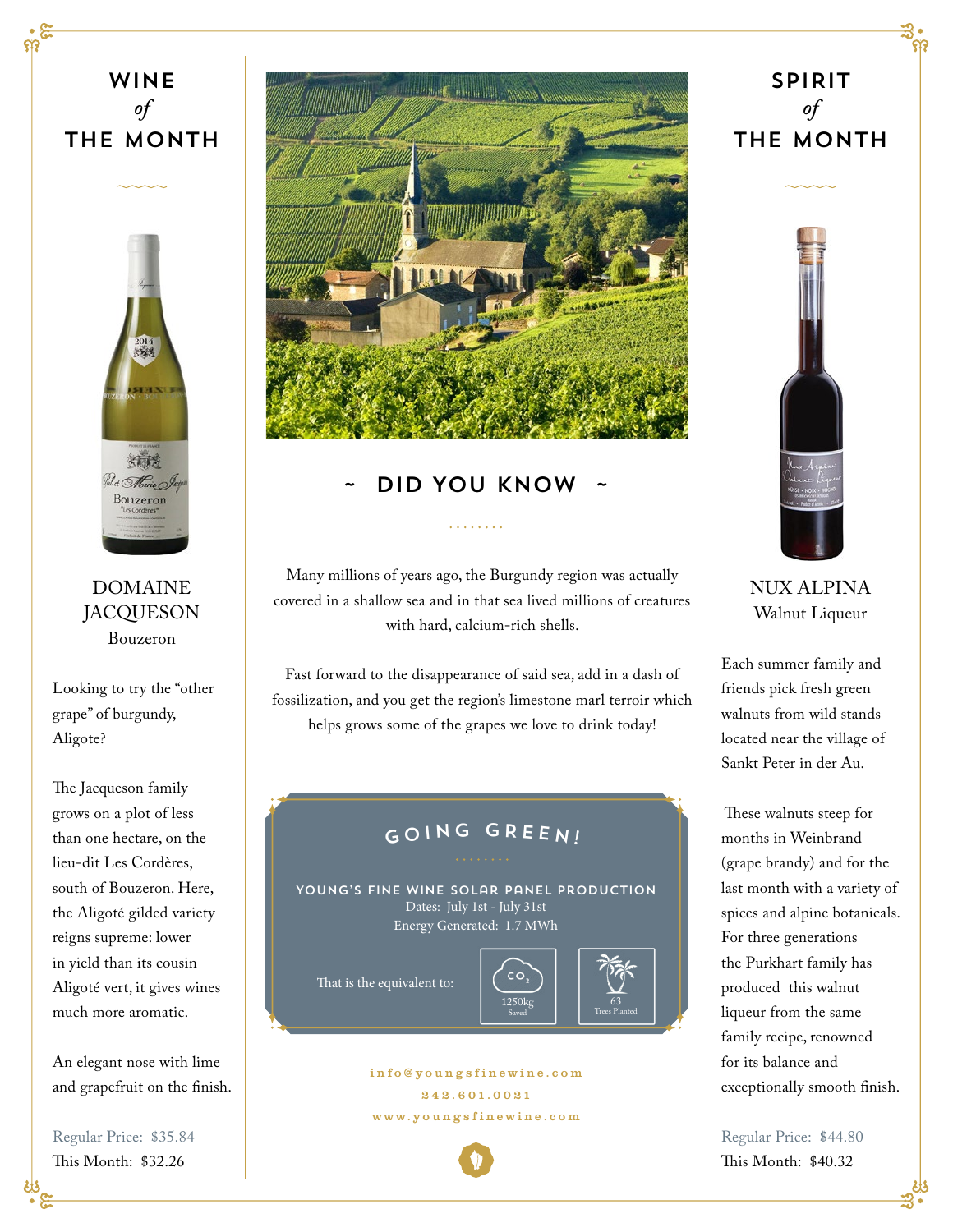# WINE *of* THE MONTH

## DOMAINE JACQUESON

Bouzeron

Looking to try the "other grape" of burgundy, Aligote?

The Jacqueson family grows on a plot of less than one hectare, on the lieu-dit Les Cordères, south of Bouzeron. Here, the Aligoté gilded variety reigns supreme: lower in yield than its cousin Aligoté vert, it gives wines much more aromatic.

An elegant nose with lime and grapefruit on the finish.

Regular Price: $35.84
This Month: $32.26

## ~ DID YOU KNOW ~

Many millions of years ago, the Burgundy region was actually covered in a shallow sea and in that sea lived millions of creatures with hard, calcium-rich shells.

Fast forward to the disappearance of said sea, add in a dash of fossilization, and you get the region's limestone marl terroir which helps grows some of the grapes we love to drink today!

## GOING GREEN!

**YOUNG'S FINE WINE SOLAR PANEL PRODUCTION**
Dates: July 1st - July 31st
Energy Generated: 1.7 MWh

That is the equivalent to:

$CO_2$ 1250kg Saved

63 Trees Planted

info@youngsfinewine.com
242.601.0021
www.youngsfinewine.com

# SPIRIT *of* THE MONTH

## NUX ALPINA

Walnut Liqueur

Each summer family and friends pick fresh green walnuts from wild stands located near the village of Sankt Peter in der Au.

These walnuts steep for months in Weinbrand (grape brandy) and for the last month with a variety of spices and alpine botanicals. For three generations the Purkhart family has produced this walnut liqueur from the same family recipe, renowned for its balance and exceptionally smooth finish.

Regular Price: $44.80
This Month: $40.32